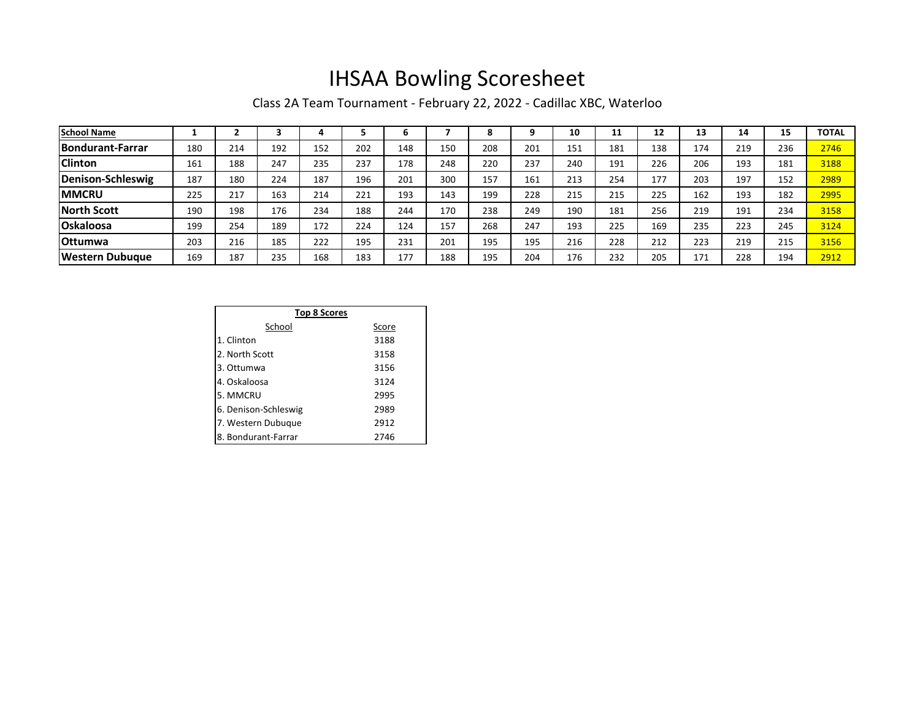# IHSAA Bowling Scoresheet

Class 2A Team Tournament - February 22, 2022 - Cadillac XBC, Waterloo

| School Name | 1 | 2 | 3 | 4 | 5 | 6 | 7 | 8 | 9 | 10 | 11 | 12 | 13 | 14 | 15 | TOTAL |
|---|---|---|---|---|---|---|---|---|---|---|---|---|---|---|---|---|
| Bondurant-Farrar | 180 | 214 | 192 | 152 | 202 | 148 | 150 | 208 | 201 | 151 | 181 | 138 | 174 | 219 | 236 | 2746 |
| Clinton | 161 | 188 | 247 | 235 | 237 | 178 | 248 | 220 | 237 | 240 | 191 | 226 | 206 | 193 | 181 | 3188 |
| Denison-Schleswig | 187 | 180 | 224 | 187 | 196 | 201 | 300 | 157 | 161 | 213 | 254 | 177 | 203 | 197 | 152 | 2989 |
| MMCRU | 225 | 217 | 163 | 214 | 221 | 193 | 143 | 199 | 228 | 215 | 215 | 225 | 162 | 193 | 182 | 2995 |
| North Scott | 190 | 198 | 176 | 234 | 188 | 244 | 170 | 238 | 249 | 190 | 181 | 256 | 219 | 191 | 234 | 3158 |
| Oskaloosa | 199 | 254 | 189 | 172 | 224 | 124 | 157 | 268 | 247 | 193 | 225 | 169 | 235 | 223 | 245 | 3124 |
| Ottumwa | 203 | 216 | 185 | 222 | 195 | 231 | 201 | 195 | 195 | 216 | 228 | 212 | 223 | 219 | 215 | 3156 |
| Western Dubuque | 169 | 187 | 235 | 168 | 183 | 177 | 188 | 195 | 204 | 176 | 232 | 205 | 171 | 228 | 194 | 2912 |

| Top 8 Scores | |
|---|---|
| School | Score |
| 1. Clinton | 3188 |
| 2. North Scott | 3158 |
| 3. Ottumwa | 3156 |
| 4. Oskaloosa | 3124 |
| 5. MMCRU | 2995 |
| 6. Denison-Schleswig | 2989 |
| 7. Western Dubuque | 2912 |
| 8. Bondurant-Farrar | 2746 |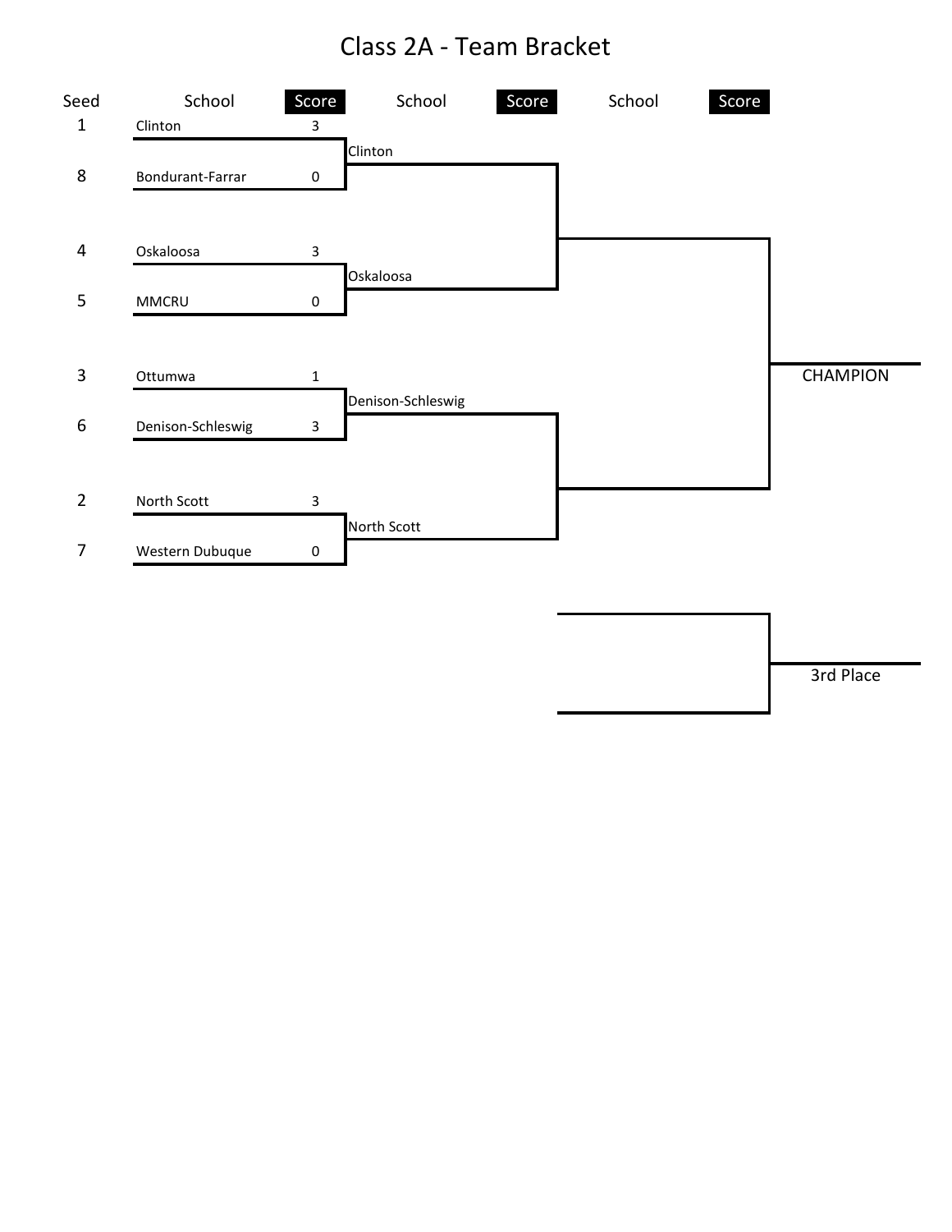# Class 2A - Team Bracket

| Seed | School | Score | School | Score | School | Score |
|---|---|---|---|---|---|---|
| 1 | Clinton | 3 | | | | |
| | | | Clinton | | | |
| 8 | Bondurant-Farrar | 0 | | | | |
| 4 | Oskaloosa | 3 | | | | |
| | | | Oskaloosa | | | |
| 5 | MMCRU | 0 | | | | |
| 3 | Ottumwa | 1 | | | | |
| | | | Denison-Schleswig | | | |
| 6 | Denison-Schleswig | 3 | | | | |
| 2 | North Scott | 3 | | | | |
| | | | North Scott | | | |
| 7 | Western Dubuque | 0 | | | | |

CHAMPION

3rd Place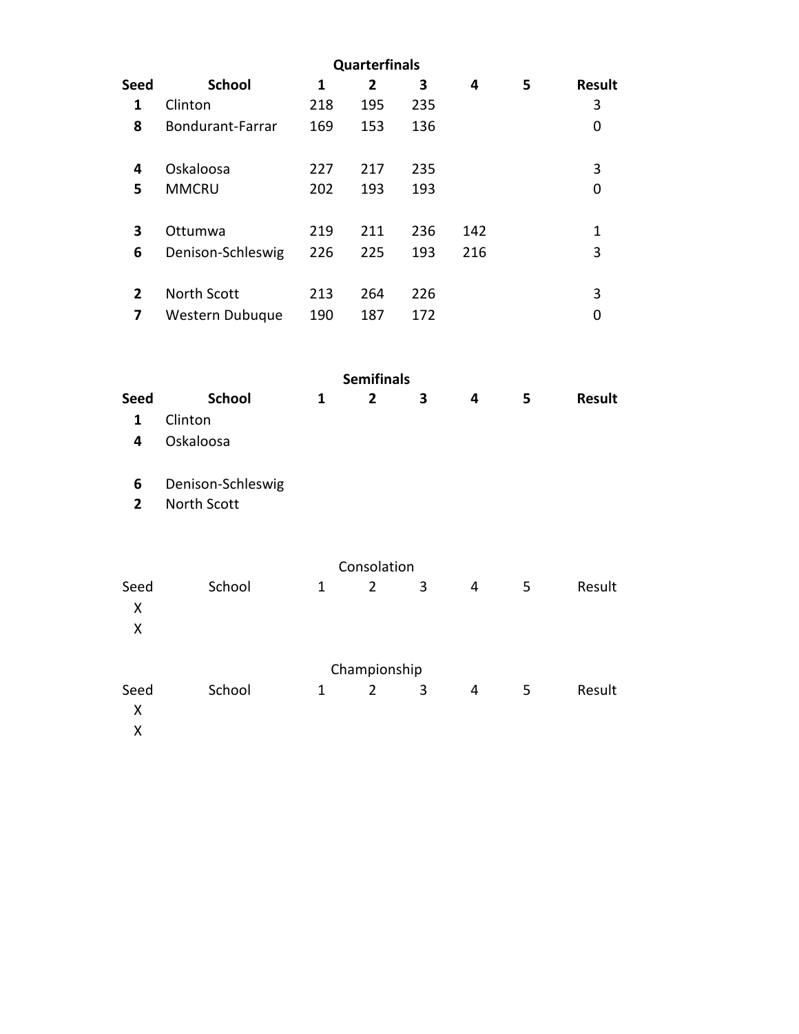## Quarterfinals

| Seed | School | 1 | 2 | 3 | 4 | 5 | Result |
|---|---|---|---|---|---|---|---|
| 1 | Clinton | 218 | 195 | 235 | | | 3 |
| 8 | Bondurant-Farrar | 169 | 153 | 136 | | | 0 |
| | | | | | | | |
| 4 | Oskaloosa | 227 | 217 | 235 | | | 3 |
| 5 | MMCRU | 202 | 193 | 193 | | | 0 |
| | | | | | | | |
| 3 | Ottumwa | 219 | 211 | 236 | 142 | | 1 |
| 6 | Denison-Schleswig | 226 | 225 | 193 | 216 | | 3 |
| | | | | | | | |
| 2 | North Scott | 213 | 264 | 226 | | | 3 |
| 7 | Western Dubuque | 190 | 187 | 172 | | | 0 |

## Semifinals

| Seed | School | 1 | 2 | 3 | 4 | 5 | Result |
|---|---|---|---|---|---|---|---|
| 1 | Clinton | | | | | | |
| 4 | Oskaloosa | | | | | | |
| | | | | | | | |
| 6 | Denison-Schleswig | | | | | | |
| 2 | North Scott | | | | | | |

Consolation

| Seed | School | 1 | 2 | 3 | 4 | 5 | Result |
|---|---|---|---|---|---|---|---|
| X | | | | | | | |
| X | | | | | | | |

Championship

| Seed | School | 1 | 2 | 3 | 4 | 5 | Result |
|---|---|---|---|---|---|---|---|
| X | | | | | | | |
| X | | | | | | | |